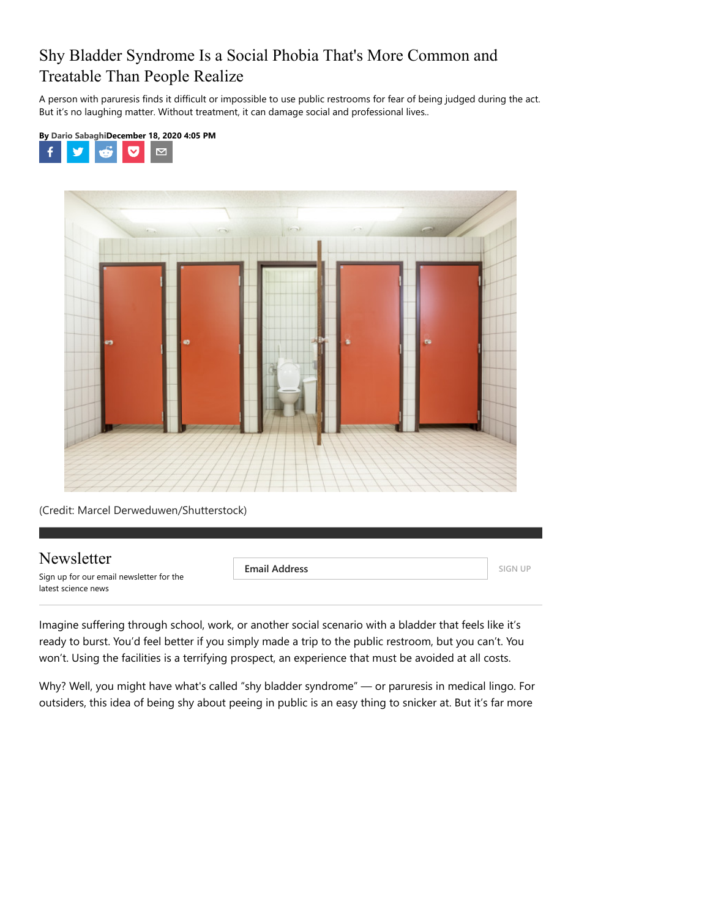# Shy Bladder Syndrome Is a Social Phobia That's More Common and Treatable Than People Realize

A person with paruresis finds it difficult or impossible to use public restrooms for fear of being judged during the act. But it's no laughing matter. Without treatment, it can damage social and professional lives..

**By** Dario Sabaghi**December 18, 2020 4:05 PM**

(Credit: Marcel Derweduwen/Shutterstock)

## Newsletter

Sign up for our email newsletter for the latest science news

Imagine suffering through school, work, or another social scenario with a bladder that feels like it's ready to burst. You'd feel better if you simply made a trip to the public restroom, but you can't. You won't. Using the facilities is a terrifying prospect, an experience that must be avoided at all costs.

Why? Well, you might have what's called "shy bladder syndrome" — or paruresis in medical lingo. For outsiders, this idea of being shy about peeing in public is an easy thing to snicker at. But it's far more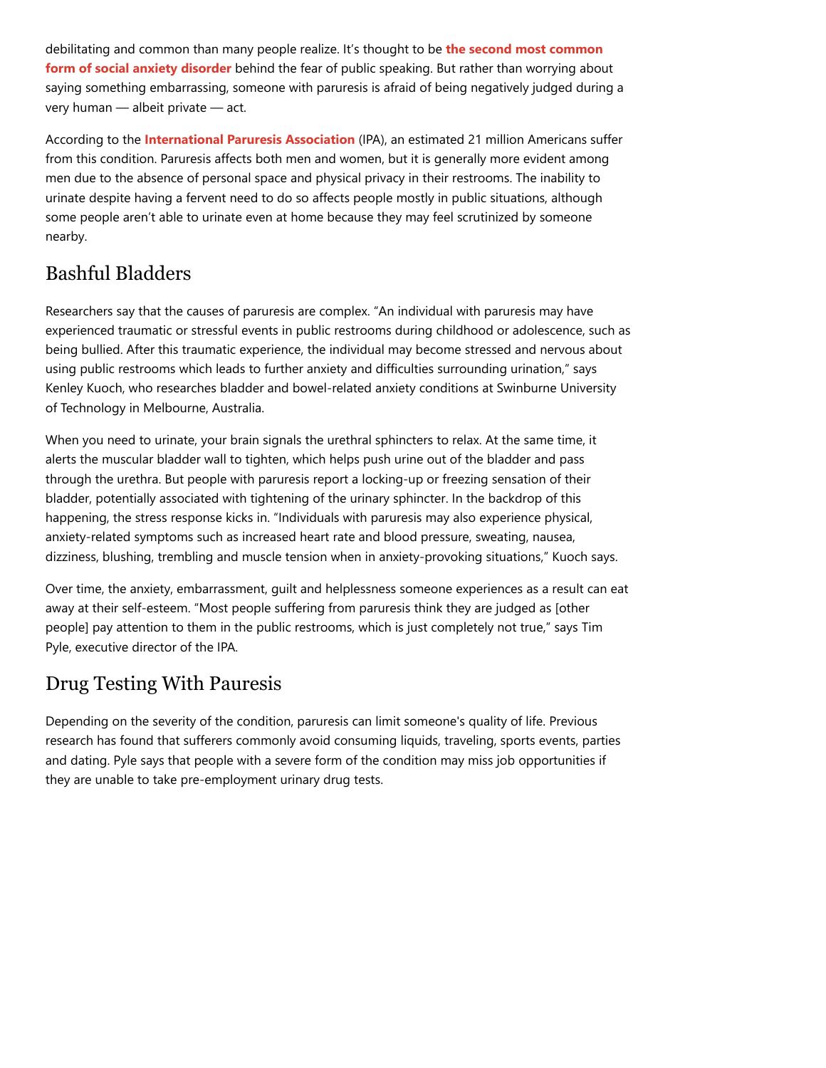debilitating and common than many people realize. It's thought to be **the second most common form of social anxiety disorder** behind the fear of public speaking. But rather than worrying about saying something embarrassing, someone with paruresis is afraid of being negatively judged during a very human — albeit private — act.

According to the **International Paruresis Association** (IPA), an estimated 21 million Americans suffer from this condition. Paruresis affects both men and women, but it is generally more evident among men due to the absence of personal space and physical privacy in their restrooms. The inability to urinate despite having a fervent need to do so affects people mostly in public situations, although some people aren't able to urinate even at home because they may feel scrutinized by someone nearby.

## Bashful Bladders

Researchers say that the causes of paruresis are complex. "An individual with paruresis may have experienced traumatic or stressful events in public restrooms during childhood or adolescence, such as being bullied. After this traumatic experience, the individual may become stressed and nervous about using public restrooms which leads to further anxiety and difficulties surrounding urination," says Kenley Kuoch, who researches bladder and bowel-related anxiety conditions at Swinburne University of Technology in Melbourne, Australia.

When you need to urinate, your brain signals the urethral sphincters to relax. At the same time, it alerts the muscular bladder wall to tighten, which helps push urine out of the bladder and pass through the urethra. But people with paruresis report a locking-up or freezing sensation of their bladder, potentially associated with tightening of the urinary sphincter. In the backdrop of this happening, the stress response kicks in. "Individuals with paruresis may also experience physical, anxiety-related symptoms such as increased heart rate and blood pressure, sweating, nausea, dizziness, blushing, trembling and muscle tension when in anxiety-provoking situations," Kuoch says.

Over time, the anxiety, embarrassment, guilt and helplessness someone experiences as a result can eat away at their self-esteem. "Most people suffering from paruresis think they are judged as [other people] pay attention to them in the public restrooms, which is just completely not true," says Tim Pyle, executive director of the IPA.

## Drug Testing With Pauresis

Depending on the severity of the condition, paruresis can limit someone's quality of life. Previous research has found that sufferers commonly avoid consuming liquids, traveling, sports events, parties and dating. Pyle says that people with a severe form of the condition may miss job opportunities if they are unable to take pre-employment urinary drug tests.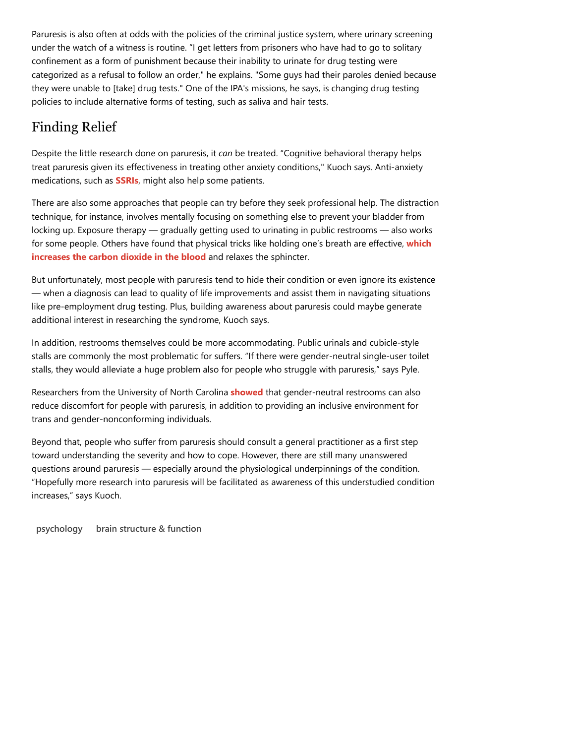Paruresis is also often at odds with the policies of the criminal justice system, where urinary screening under the watch of a witness is routine. “I get letters from prisoners who have had to go to solitary confinement as a form of punishment because their inability to urinate for drug testing were categorized as a refusal to follow an order," he explains. "Some guys had their paroles denied because they were unable to [take] drug tests." One of the IPA's missions, he says, is changing drug testing policies to include alternative forms of testing, such as saliva and hair tests.

## Finding Relief

Despite the little research done on paruresis, it *can* be treated. “Cognitive behavioral therapy helps treat paruresis given its effectiveness in treating other anxiety conditions," Kuoch says. Anti-anxiety medications, such as **SSRIs**, might also help some patients.

There are also some approaches that people can try before they seek professional help. The distraction technique, for instance, involves mentally focusing on something else to prevent your bladder from locking up. Exposure therapy — gradually getting used to urinating in public restrooms — also works for some people. Others have found that physical tricks like holding one’s breath are effective, **which increases the carbon dioxide in the blood** and relaxes the sphincter.

But unfortunately, most people with paruresis tend to hide their condition or even ignore its existence — when a diagnosis can lead to quality of life improvements and assist them in navigating situations like pre-employment drug testing. Plus, building awareness about paruresis could maybe generate additional interest in researching the syndrome, Kuoch says.

In addition, restrooms themselves could be more accommodating. Public urinals and cubicle-style stalls are commonly the most problematic for suffers. “If there were gender-neutral single-user toilet stalls, they would alleviate a huge problem also for people who struggle with paruresis,” says Pyle.

Researchers from the University of North Carolina **showed** that gender-neutral restrooms can also reduce discomfort for people with paruresis, in addition to providing an inclusive environment for trans and gender-nonconforming individuals.

Beyond that, people who suffer from paruresis should consult a general practitioner as a first step toward understanding the severity and how to cope. However, there are still many unanswered questions around paruresis — especially around the physiological underpinnings of the condition. “Hopefully more research into paruresis will be facilitated as awareness of this understudied condition increases,” says Kuoch.

psychology    brain structure & function